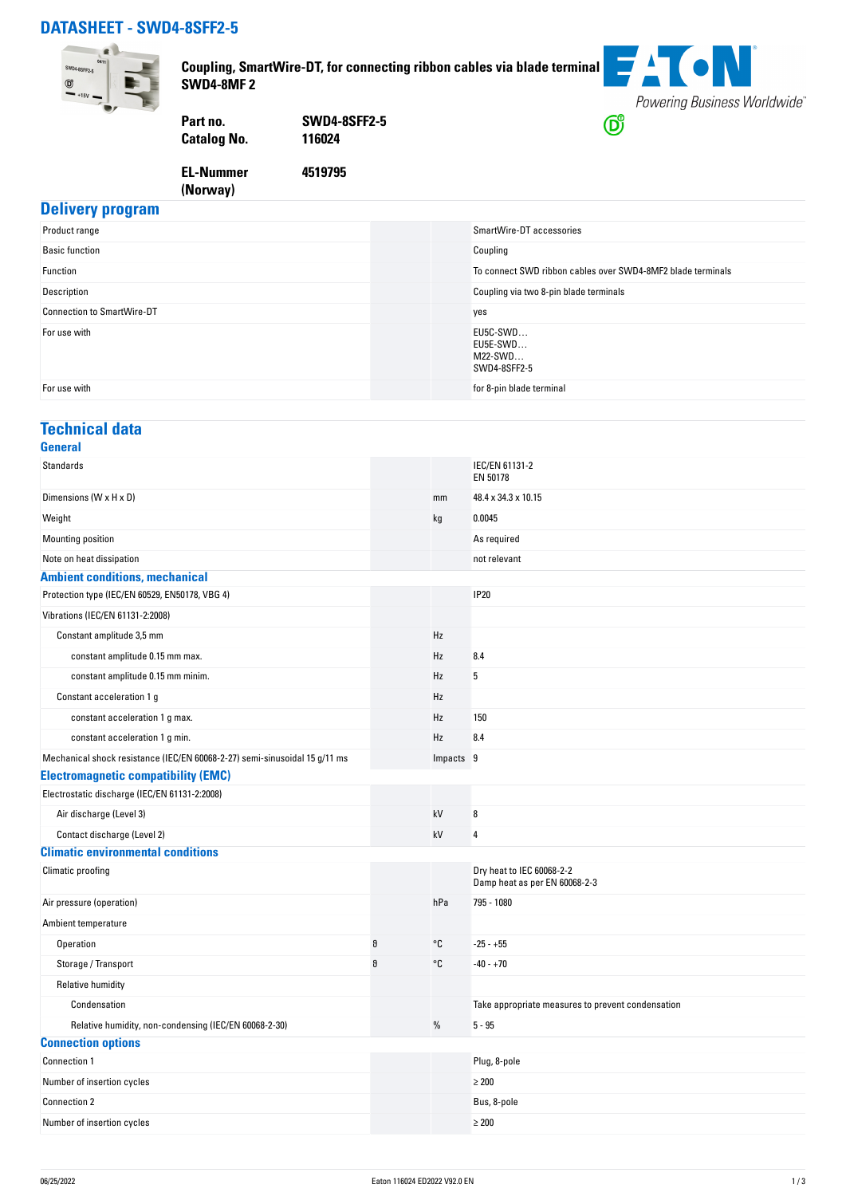# DATASHEET - SWD4-8SFF2-5

**Coupling, SmartWire-DT, for connecting ribbon cables via blade terminal SWD4-8MF 2**

| | |
|---|---|
| **Part no.** | **SWD4-8SFF2-5** |
| **Catalog No.** | **116024** |
| **EL-Nummer (Norway)** | **4519795** |

## Delivery program

| | | | |
|---|---|---|---|
| Product range | | | SmartWire-DT accessories |
| Basic function | | | Coupling |
| Function | | | To connect SWD ribbon cables over SWD4-8MF2 blade terminals |
| Description | | | Coupling via two 8-pin blade terminals |
| Connection to SmartWire-DT | | | yes |
| For use with | | | EU5C-SWD…<br>EU5E-SWD…<br>M22-SWD…<br>SWD4-8SFF2-5 |
| For use with | | | for 8-pin blade terminal |

## Technical data

### General

| | | | |
|---|---|---|---|
| Standards | | | IEC/EN 61131-2<br>EN 50178 |
| Dimensions (W x H x D) | | mm | 48.4 x 34.3 x 10.15 |
| Weight | | kg | 0.0045 |
| Mounting position | | | As required |
| Note on heat dissipation | | | not relevant |

### Ambient conditions, mechanical

| | | | |
|---|---|---|---|
| Protection type (IEC/EN 60529, EN50178, VBG 4) | | | IP20 |
| Vibrations (IEC/EN 61131-2:2008) | | | |
| Constant amplitude 3,5 mm | | Hz | |
| constant amplitude 0.15 mm max. | | Hz | 8.4 |
| constant amplitude 0.15 mm minim. | | Hz | 5 |
| Constant acceleration 1 g | | Hz | |
| constant acceleration 1 g max. | | Hz | 150 |
| constant acceleration 1 g min. | | Hz | 8.4 |
| Mechanical shock resistance (IEC/EN 60068-2-27) semi-sinusoidal 15 g/11 ms | | Impacts | 9 |

### Electromagnetic compatibility (EMC)

| | | | |
|---|---|---|---|
| Electrostatic discharge (IEC/EN 61131-2:2008) | | | |
| Air discharge (Level 3) | | kV | 8 |
| Contact discharge (Level 2) | | kV | 4 |

### Climatic environmental conditions

| | | | |
|---|---|---|---|
| Climatic proofing | | | Dry heat to IEC 60068-2-2<br>Damp heat as per EN 60068-2-3 |
| Air pressure (operation) | | hPa | 795 - 1080 |
| Ambient temperature | | | |
| Operation | ϑ | °C | -25 - +55 |
| Storage / Transport | ϑ | °C | -40 - +70 |
| Relative humidity | | | |
| Condensation | | | Take appropriate measures to prevent condensation |
| Relative humidity, non-condensing (IEC/EN 60068-2-30) | | % | 5 - 95 |

### Connection options

| | | | |
|---|---|---|---|
| Connection 1 | | | Plug, 8-pole |
| Number of insertion cycles | | | ≥ 200 |
| Connection 2 | | | Bus, 8-pole |
| Number of insertion cycles | | | ≥ 200 |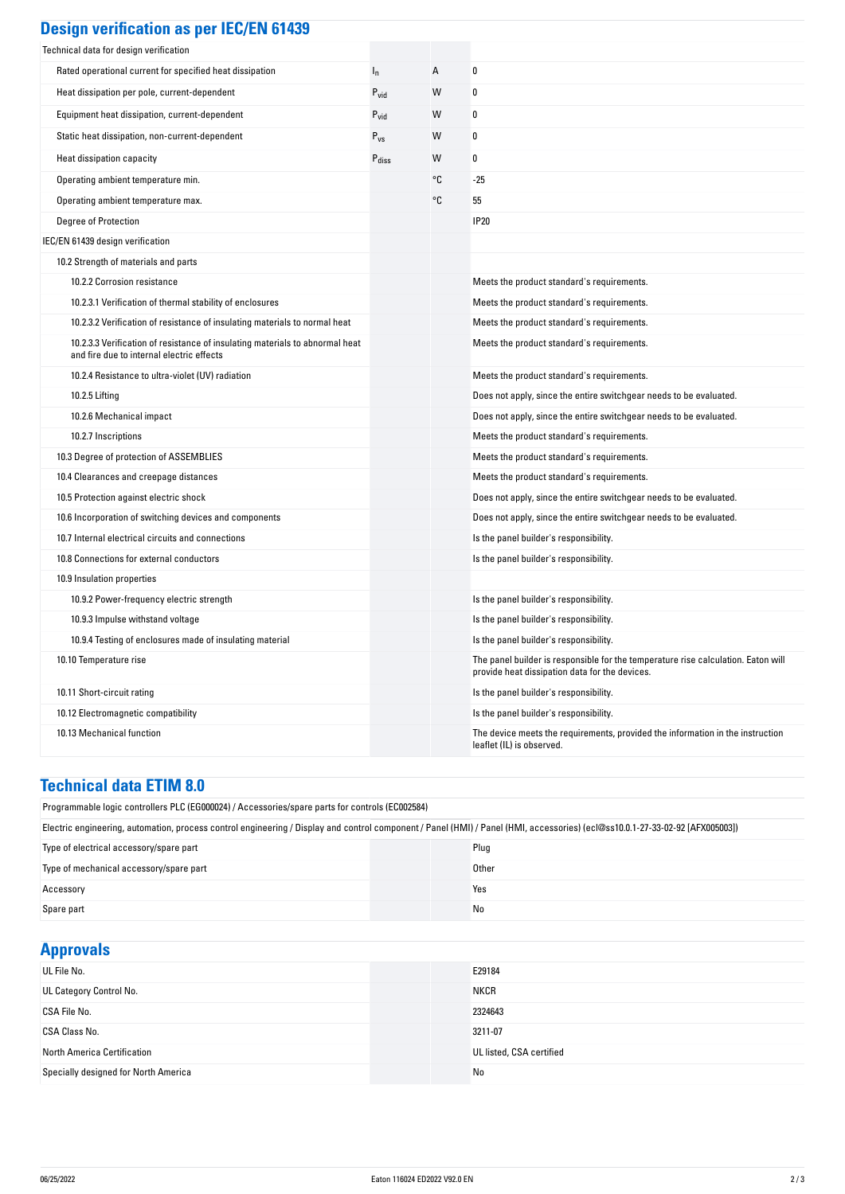## Design verification as per IEC/EN 61439

| Technical data for design verification | | | |
|---|---|---|---|
| Rated operational current for specified heat dissipation | $I_n$ | A | 0 |
| Heat dissipation per pole, current-dependent | $P_{vid}$ | W | 0 |
| Equipment heat dissipation, current-dependent | $P_{vid}$ | W | 0 |
| Static heat dissipation, non-current-dependent | $P_{vs}$ | W | 0 |
| Heat dissipation capacity | $P_{diss}$ | W | 0 |
| Operating ambient temperature min. | | °C | -25 |
| Operating ambient temperature max. | | °C | 55 |
| Degree of Protection | | | IP20 |
| IEC/EN 61439 design verification | | | |
| 10.2 Strength of materials and parts | | | |
| 10.2.2 Corrosion resistance | | | Meets the product standard's requirements. |
| 10.2.3.1 Verification of thermal stability of enclosures | | | Meets the product standard's requirements. |
| 10.2.3.2 Verification of resistance of insulating materials to normal heat | | | Meets the product standard's requirements. |
| 10.2.3.3 Verification of resistance of insulating materials to abnormal heat and fire due to internal electric effects | | | Meets the product standard's requirements. |
| 10.2.4 Resistance to ultra-violet (UV) radiation | | | Meets the product standard's requirements. |
| 10.2.5 Lifting | | | Does not apply, since the entire switchgear needs to be evaluated. |
| 10.2.6 Mechanical impact | | | Does not apply, since the entire switchgear needs to be evaluated. |
| 10.2.7 Inscriptions | | | Meets the product standard's requirements. |
| 10.3 Degree of protection of ASSEMBLIES | | | Meets the product standard's requirements. |
| 10.4 Clearances and creepage distances | | | Meets the product standard's requirements. |
| 10.5 Protection against electric shock | | | Does not apply, since the entire switchgear needs to be evaluated. |
| 10.6 Incorporation of switching devices and components | | | Does not apply, since the entire switchgear needs to be evaluated. |
| 10.7 Internal electrical circuits and connections | | | Is the panel builder's responsibility. |
| 10.8 Connections for external conductors | | | Is the panel builder's responsibility. |
| 10.9 Insulation properties | | | |
| 10.9.2 Power-frequency electric strength | | | Is the panel builder's responsibility. |
| 10.9.3 Impulse withstand voltage | | | Is the panel builder's responsibility. |
| 10.9.4 Testing of enclosures made of insulating material | | | Is the panel builder's responsibility. |
| 10.10 Temperature rise | | | The panel builder is responsible for the temperature rise calculation. Eaton will provide heat dissipation data for the devices. |
| 10.11 Short-circuit rating | | | Is the panel builder's responsibility. |
| 10.12 Electromagnetic compatibility | | | Is the panel builder's responsibility. |
| 10.13 Mechanical function | | | The device meets the requirements, provided the information in the instruction leaflet (IL) is observed. |

## Technical data ETIM 8.0

Programmable logic controllers PLC (EG000024) / Accessories/spare parts for controls (EC002584)

Electric engineering, automation, process control engineering / Display and control component / Panel (HMI) / Panel (HMI, accessories) (ecl@ss10.0.1-27-33-02-92 [AFX005003])

| | |
|---|---|
| Type of electrical accessory/spare part | Plug |
| Type of mechanical accessory/spare part | Other |
| Accessory | Yes |
| Spare part | No |

## Approvals

| | |
|---|---|
| UL File No. | E29184 |
| UL Category Control No. | NKCR |
| CSA File No. | 2324643 |
| CSA Class No. | 3211-07 |
| North America Certification | UL listed, CSA certified |
| Specially designed for North America | No |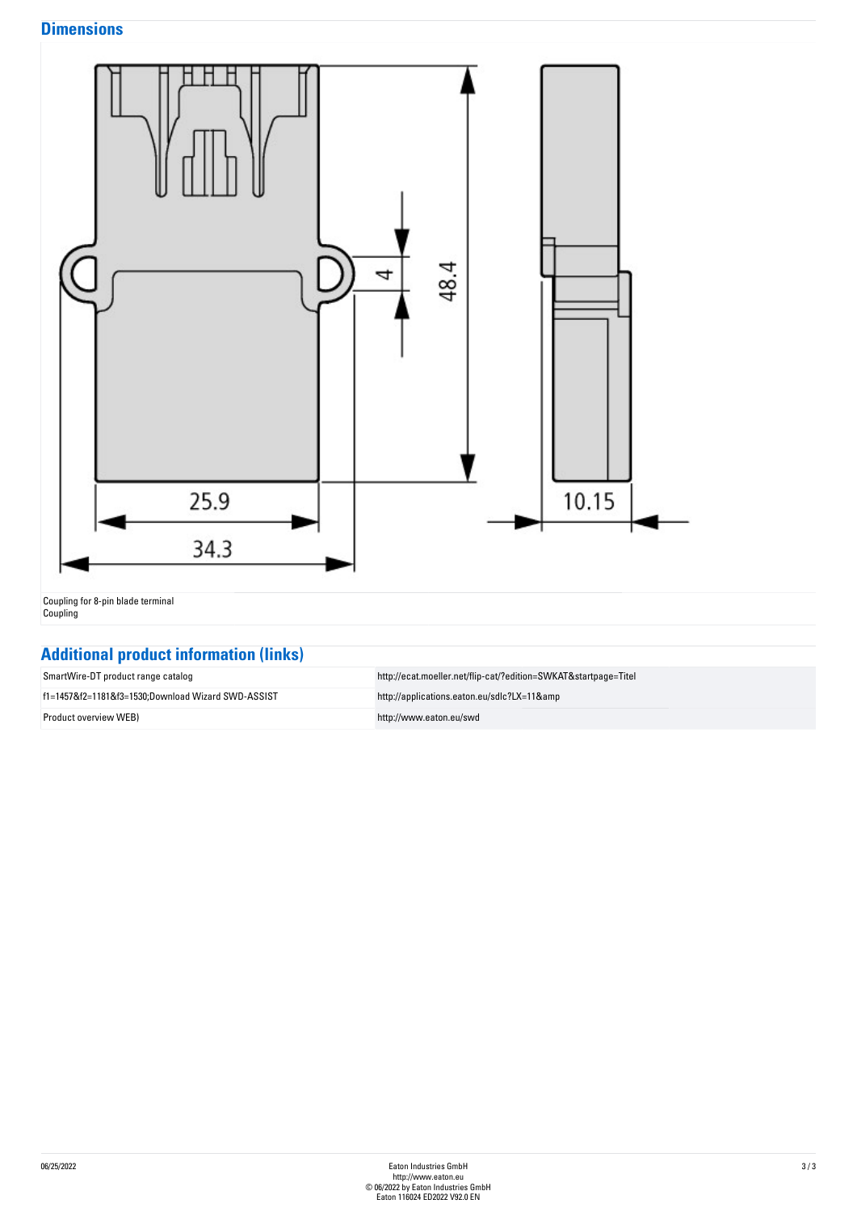## Dimensions

25.9
34.3
4
48.4
10.15

Coupling for 8-pin blade terminal
Coupling

## Additional product information (links)

| | |
|---|---|
| SmartWire-DT product range catalog | http://ecat.moeller.net/flip-cat/?edition=SWKAT&startpage=Titel |
| f1=1457&f2=1181&f3=1530;Download Wizard SWD-ASSIST | http://applications.eaton.eu/sdlc?LX=11&amp |
| Product overview WEB) | http://www.eaton.eu/swd |